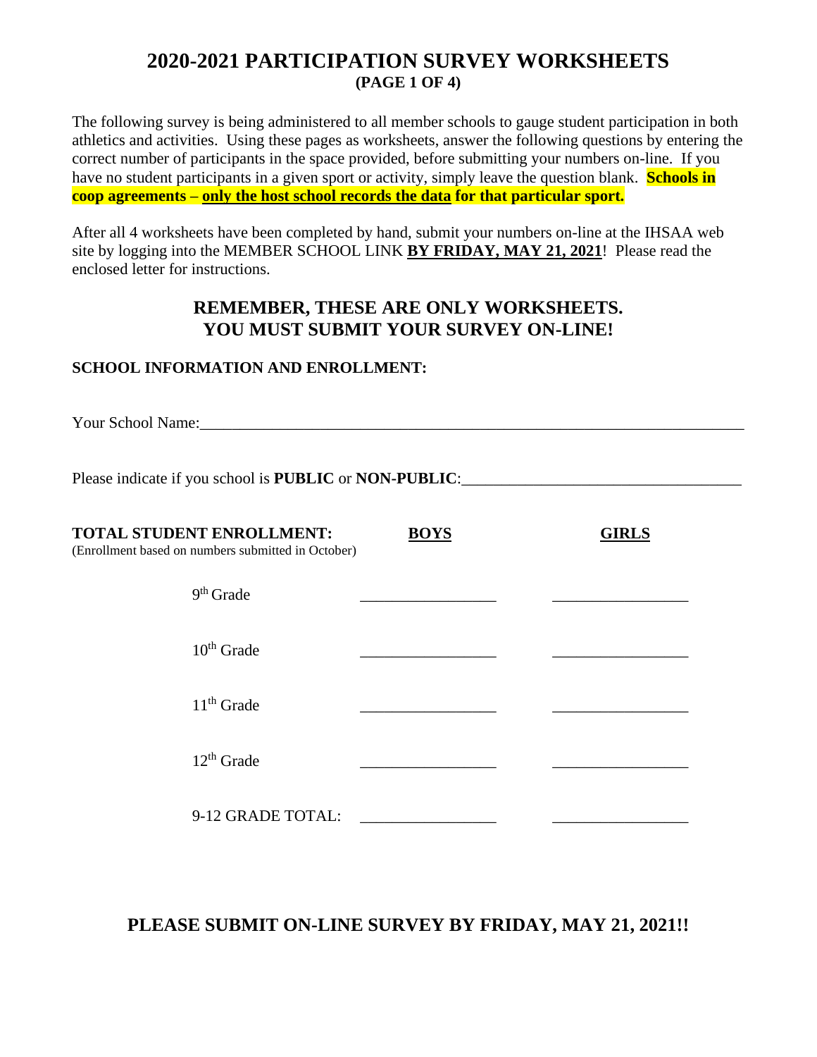# 2020-2021 PARTICIPATION SURVEY WORKSHEETS

**(PAGE 1 OF 4)**

The following survey is being administered to all member schools to gauge student participation in both athletics and activities. Using these pages as worksheets, answer the following questions by entering the correct number of participants in the space provided, before submitting your numbers on-line. If you have no student participants in a given sport or activity, simply leave the question blank. **Schools in coop agreements – only the host school records the data for that particular sport.**

After all 4 worksheets have been completed by hand, submit your numbers on-line at the IHSAA web site by logging into the MEMBER SCHOOL LINK **BY FRIDAY, MAY 21, 2021**! Please read the enclosed letter for instructions.

## REMEMBER, THESE ARE ONLY WORKSHEETS. YOU MUST SUBMIT YOUR SURVEY ON-LINE!

**SCHOOL INFORMATION AND ENROLLMENT:**

Your School Name:______________________________________________________________________

Please indicate if you school is **PUBLIC** or **NON-PUBLIC**:___________________________________

| **TOTAL STUDENT ENROLLMENT:** (Enrollment based on numbers submitted in October) | **BOYS** | **GIRLS** |
|---|---|---|
| 9th Grade | _________________ | _________________ |
| 10th Grade | _________________ | _________________ |
| 11th Grade | _________________ | _________________ |
| 12th Grade | _________________ | _________________ |
| 9-12 GRADE TOTAL: | _________________ | _________________ |

## PLEASE SUBMIT ON-LINE SURVEY BY FRIDAY, MAY 21, 2021!!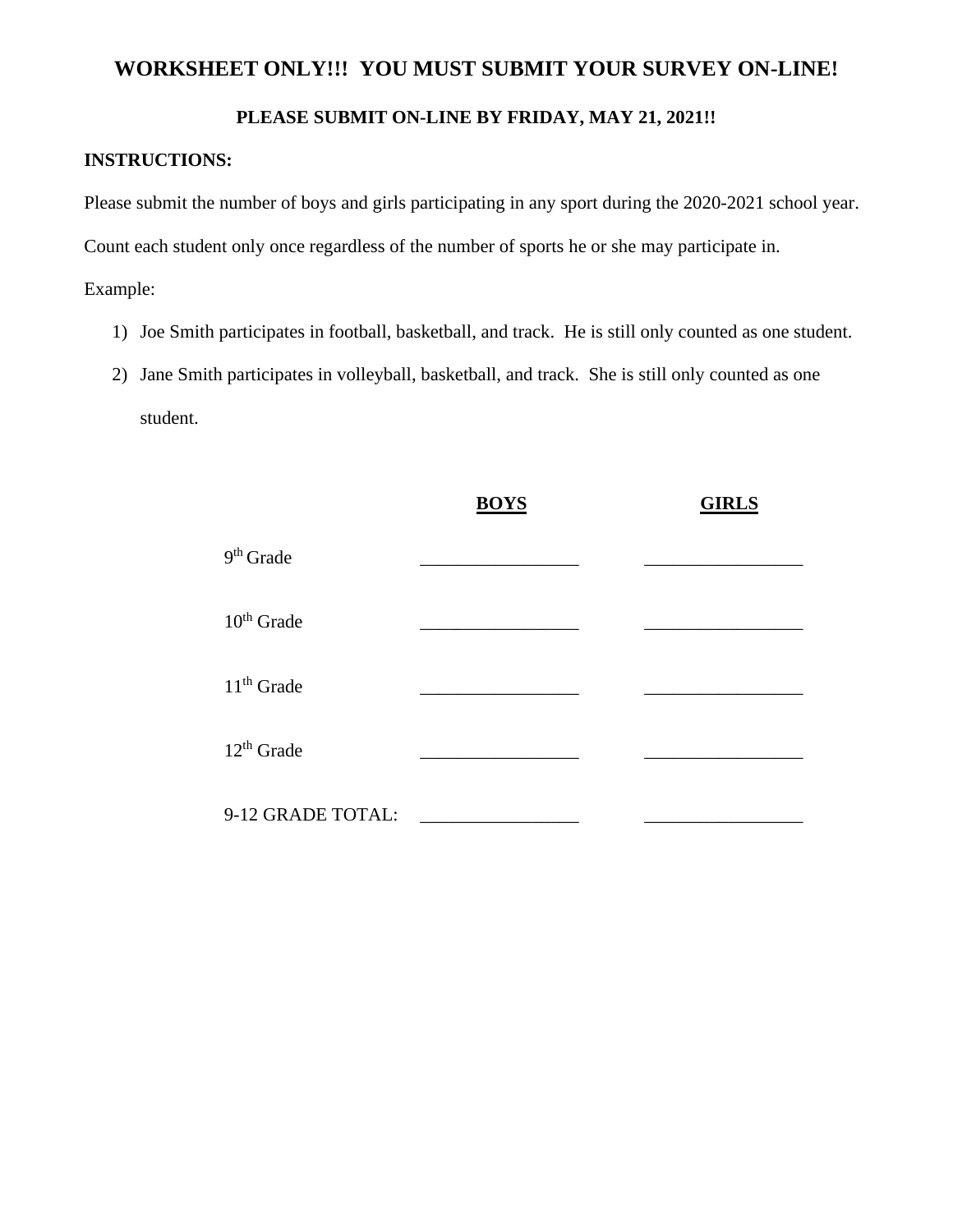## WORKSHEET ONLY!!! YOU MUST SUBMIT YOUR SURVEY ON-LINE!

### PLEASE SUBMIT ON-LINE BY FRIDAY, MAY 21, 2021!!

**INSTRUCTIONS:**

Please submit the number of boys and girls participating in any sport during the 2020-2021 school year.

Count each student only once regardless of the number of sports he or she may participate in.

Example:

1) Joe Smith participates in football, basketball, and track. He is still only counted as one student.
2) Jane Smith participates in volleyball, basketball, and track. She is still only counted as one student.

| | **BOYS** | **GIRLS** |
|---|---|---|
| 9th Grade | _________________ | _________________ |
| 10th Grade | _________________ | _________________ |
| 11th Grade | _________________ | _________________ |
| 12th Grade | _________________ | _________________ |
| 9-12 GRADE TOTAL: | _________________ | _________________ |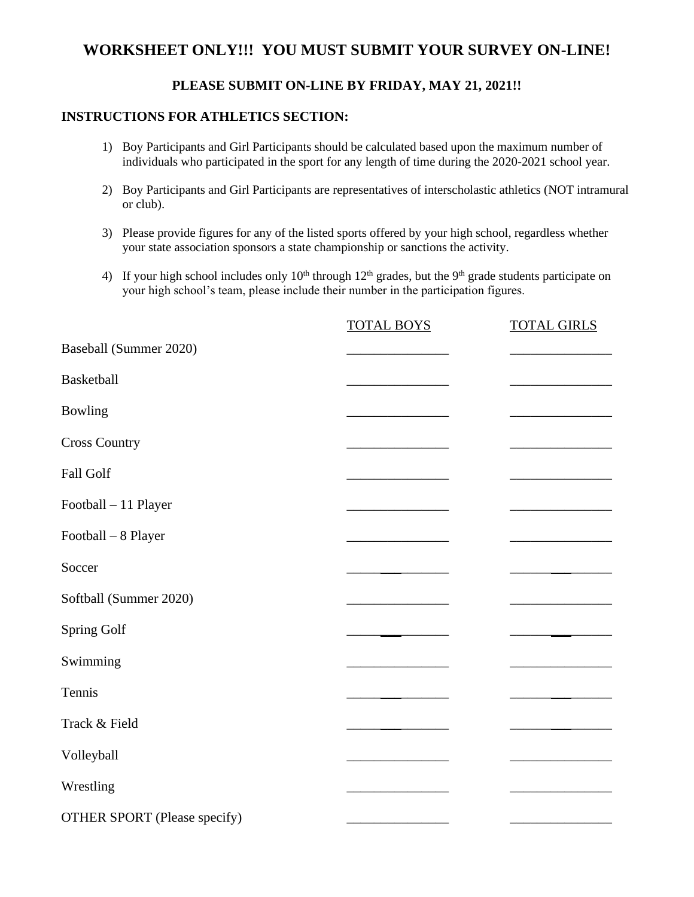# WORKSHEET ONLY!!! YOU MUST SUBMIT YOUR SURVEY ON-LINE!

### PLEASE SUBMIT ON-LINE BY FRIDAY, MAY 21, 2021!!

### INSTRUCTIONS FOR ATHLETICS SECTION:

1) Boy Participants and Girl Participants should be calculated based upon the maximum number of individuals who participated in the sport for any length of time during the 2020-2021 school year.

2) Boy Participants and Girl Participants are representatives of interscholastic athletics (NOT intramural or club).

3) Please provide figures for any of the listed sports offered by your high school, regardless whether your state association sponsors a state championship or sanctions the activity.

4) If your high school includes only 10th through 12th grades, but the 9th grade students participate on your high school's team, please include their number in the participation figures.

| | TOTAL BOYS | TOTAL GIRLS |
|---|---|---|
| Baseball (Summer 2020) | ______________ | ______________ |
| Basketball | ______________ | ______________ |
| Bowling | ______________ | ______________ |
| Cross Country | ______________ | ______________ |
| Fall Golf | ______________ | ______________ |
| Football – 11 Player | ______________ | ______________ |
| Football – 8 Player | ______________ | ______________ |
| Soccer | ______________ | ______________ |
| Softball (Summer 2020) | ______________ | ______________ |
| Spring Golf | ______________ | ______________ |
| Swimming | ______________ | ______________ |
| Tennis | ______________ | ______________ |
| Track & Field | ______________ | ______________ |
| Volleyball | ______________ | ______________ |
| Wrestling | ______________ | ______________ |
| OTHER SPORT (Please specify) | ______________ | ______________ |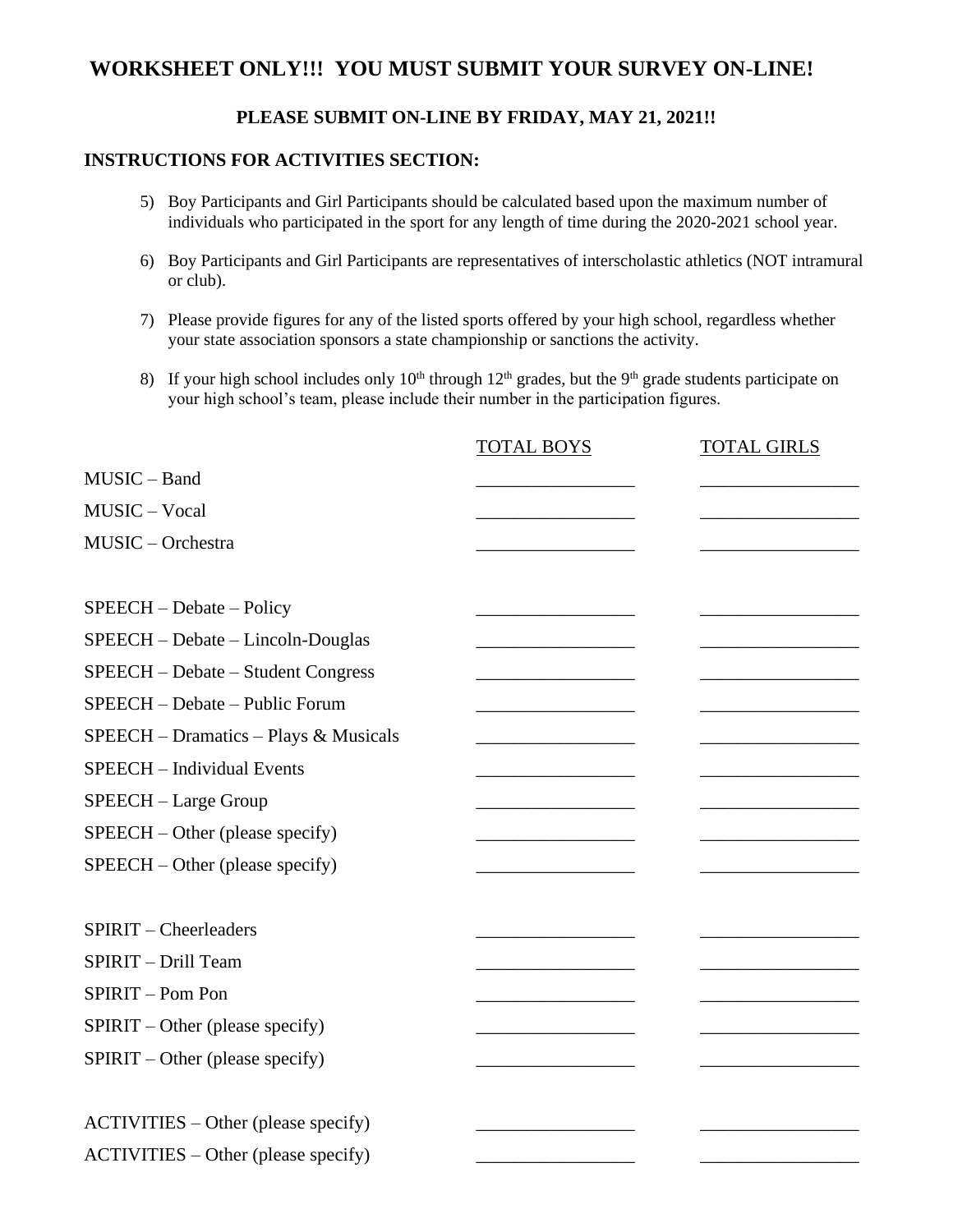# WORKSHEET ONLY!!! YOU MUST SUBMIT YOUR SURVEY ON-LINE!

**PLEASE SUBMIT ON-LINE BY FRIDAY, MAY 21, 2021!!**

**INSTRUCTIONS FOR ACTIVITIES SECTION:**

5) Boy Participants and Girl Participants should be calculated based upon the maximum number of individuals who participated in the sport for any length of time during the 2020-2021 school year.

6) Boy Participants and Girl Participants are representatives of interscholastic athletics (NOT intramural or club).

7) Please provide figures for any of the listed sports offered by your high school, regardless whether your state association sponsors a state championship or sanctions the activity.

8) If your high school includes only 10th through 12th grades, but the 9th grade students participate on your high school's team, please include their number in the participation figures.

| | TOTAL BOYS | TOTAL GIRLS |
|---|---|---|
| MUSIC – Band | ________________ | ________________ |
| MUSIC – Vocal | ________________ | ________________ |
| MUSIC – Orchestra | ________________ | ________________ |
| | | |
| SPEECH – Debate – Policy | ________________ | ________________ |
| SPEECH – Debate – Lincoln-Douglas | ________________ | ________________ |
| SPEECH – Debate – Student Congress | ________________ | ________________ |
| SPEECH – Debate – Public Forum | ________________ | ________________ |
| SPEECH – Dramatics – Plays & Musicals | ________________ | ________________ |
| SPEECH – Individual Events | ________________ | ________________ |
| SPEECH – Large Group | ________________ | ________________ |
| SPEECH – Other (please specify) | ________________ | ________________ |
| SPEECH – Other (please specify) | ________________ | ________________ |
| | | |
| SPIRIT – Cheerleaders | ________________ | ________________ |
| SPIRIT – Drill Team | ________________ | ________________ |
| SPIRIT – Pom Pon | ________________ | ________________ |
| SPIRIT – Other (please specify) | ________________ | ________________ |
| SPIRIT – Other (please specify) | ________________ | ________________ |
| | | |
| ACTIVITIES – Other (please specify) | ________________ | ________________ |
| ACTIVITIES – Other (please specify) | ________________ | ________________ |